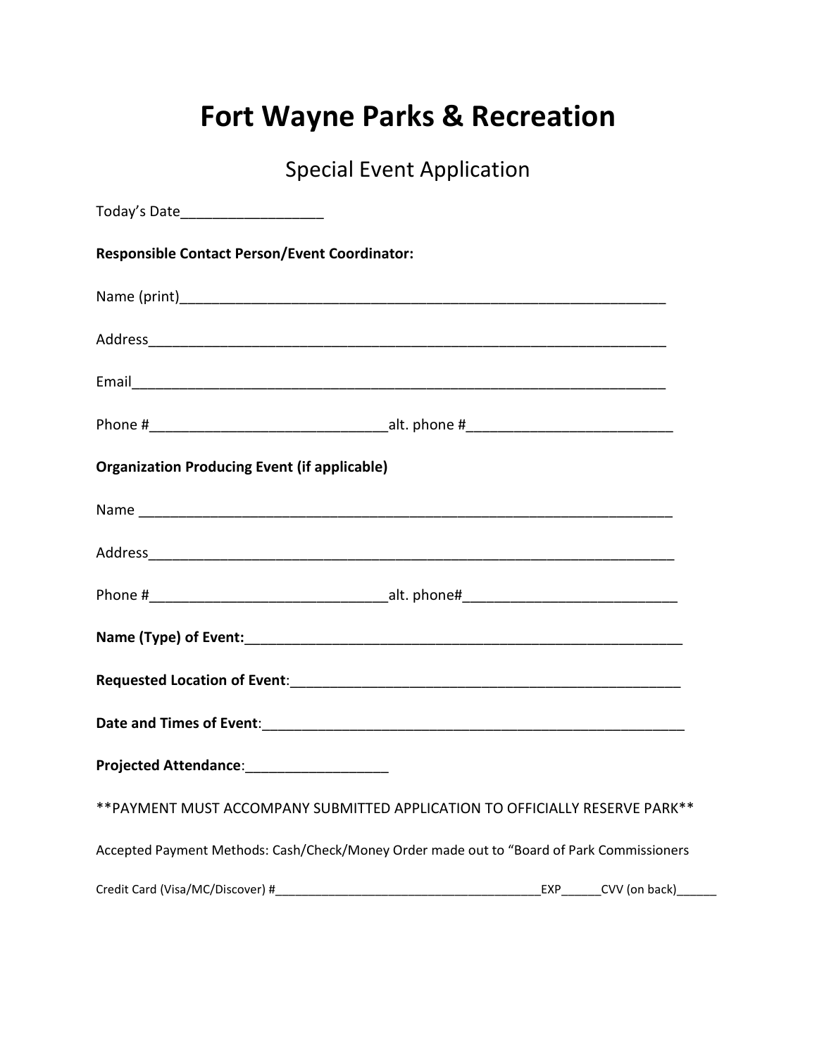# Fort Wayne Parks & Recreation

## Special Event Application

Today's Date__________________

**Responsible Contact Person/Event Coordinator:**

Name (print)_______________________________________________________________

Address___________________________________________________________________

Email_____________________________________________________________________

Phone #______________________________alt. phone #__________________________

**Organization Producing Event (if applicable)**

Name _____________________________________________________________________

Address___________________________________________________________________

Phone #______________________________alt. phone#___________________________

**Name (Type) of Event:**__________________________________________________________

**Requested Location of Event**:__________________________________________________

**Date and Times of Event**:______________________________________________________

**Projected Attendance**:__________________

**PAYMENT MUST ACCOMPANY SUBMITTED APPLICATION TO OFFICIALLY RESERVE PARK**

Accepted Payment Methods: Cash/Check/Money Order made out to "Board of Park Commissioners

Credit Card (Visa/MC/Discover) #_________________________________________EXP______CVV (on back)______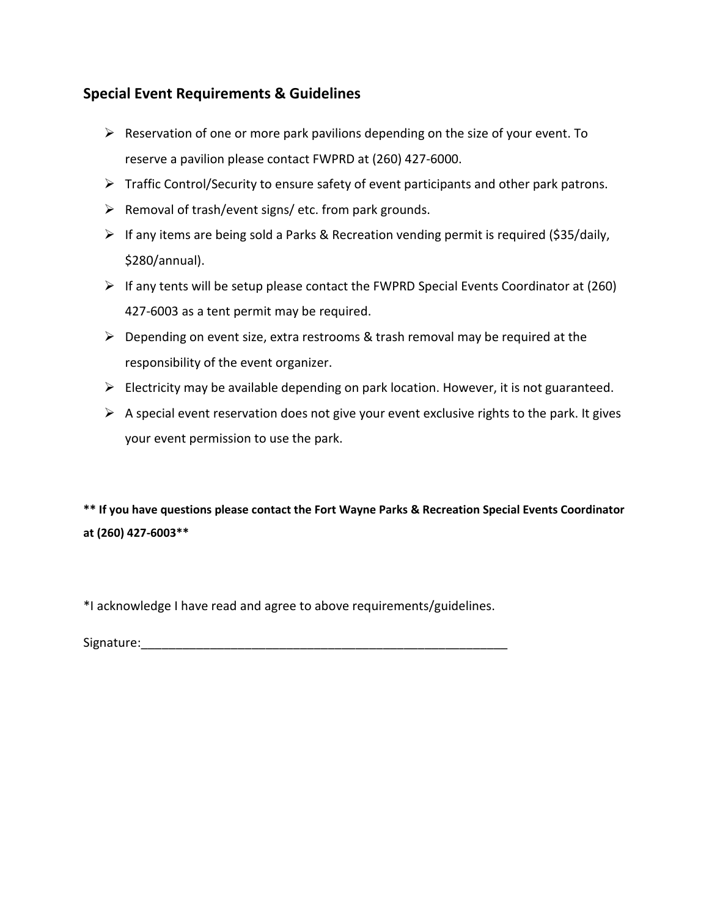## Special Event Requirements & Guidelines

- Reservation of one or more park pavilions depending on the size of your event. To reserve a pavilion please contact FWPRD at (260) 427-6000.
- Traffic Control/Security to ensure safety of event participants and other park patrons.
- Removal of trash/event signs/ etc. from park grounds.
- If any items are being sold a Parks & Recreation vending permit is required ($35/daily, $280/annual).
- If any tents will be setup please contact the FWPRD Special Events Coordinator at (260) 427-6003 as a tent permit may be required.
- Depending on event size, extra restrooms & trash removal may be required at the responsibility of the event organizer.
- Electricity may be available depending on park location. However, it is not guaranteed.
- A special event reservation does not give your event exclusive rights to the park. It gives your event permission to use the park.

**** If you have questions please contact the Fort Wayne Parks & Recreation Special Events Coordinator at (260) 427-6003****

*I acknowledge I have read and agree to above requirements/guidelines.

Signature:_______________________________________________________